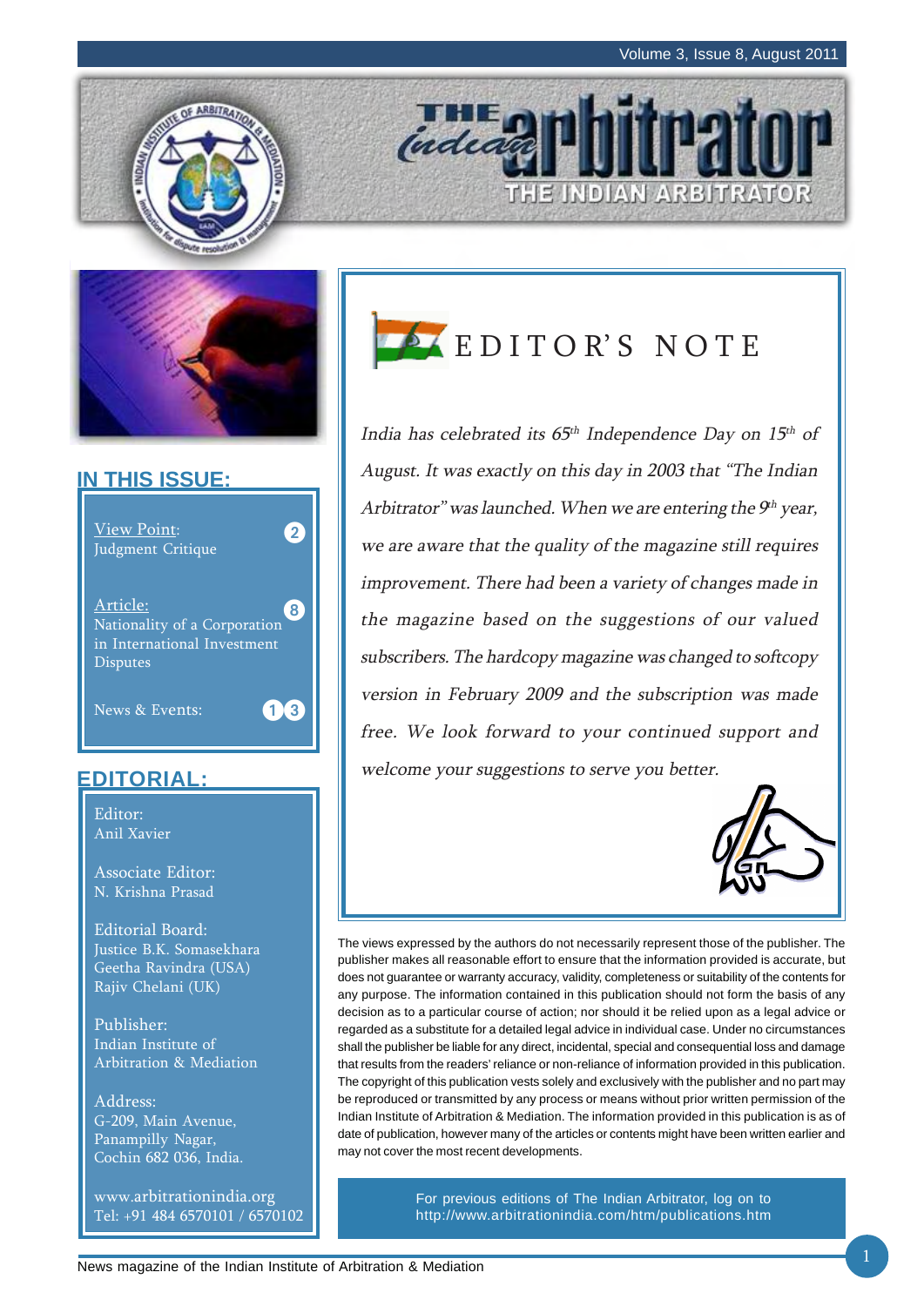# THE INDIAN ARBITRATOR

## IN THIS ISSUE:

View Point: Judgment Critique — 2

Article: Nationality of a Corporation in International Investment Disputes — 8

News & Events: — 13

## EDITORIAL:

Editor:
Anil Xavier

Associate Editor:
N. Krishna Prasad

Editorial Board:
Justice B.K. Somasekhara
Geetha Ravindra (USA)
Rajiv Chelani (UK)

Publisher:
Indian Institute of Arbitration & Mediation

Address:
G-209, Main Avenue,
Panampilly Nagar,
Cochin 682 036, India.

www.arbitrationindia.org
Tel: +91 484 6570101 / 6570102

## EDITOR'S NOTE

*India has celebrated its 65th Independence Day on 15th of August. It was exactly on this day in 2003 that "The Indian Arbitrator" was launched. When we are entering the 9th year, we are aware that the quality of the magazine still requires improvement. There had been a variety of changes made in the magazine based on the suggestions of our valued subscribers. The hardcopy magazine was changed to softcopy version in February 2009 and the subscription was made free. We look forward to your continued support and welcome your suggestions to serve you better.*

The views expressed by the authors do not necessarily represent those of the publisher. The publisher makes all reasonable effort to ensure that the information provided is accurate, but does not guarantee or warranty accuracy, validity, completeness or suitability of the contents for any purpose. The information contained in this publication should not form the basis of any decision as to a particular course of action; nor should it be relied upon as a legal advice or regarded as a substitute for a detailed legal advice in individual case. Under no circumstances shall the publisher be liable for any direct, incidental, special and consequential loss and damage that results from the readers' reliance or non-reliance of information provided in this publication. The copyright of this publication vests solely and exclusively with the publisher and no part may be reproduced or transmitted by any process or means without prior written permission of the Indian Institute of Arbitration & Mediation. The information provided in this publication is as of date of publication, however many of the articles or contents might have been written earlier and may not cover the most recent developments.

For previous editions of The Indian Arbitrator, log on to http://www.arbitrationindia.com/htm/publications.htm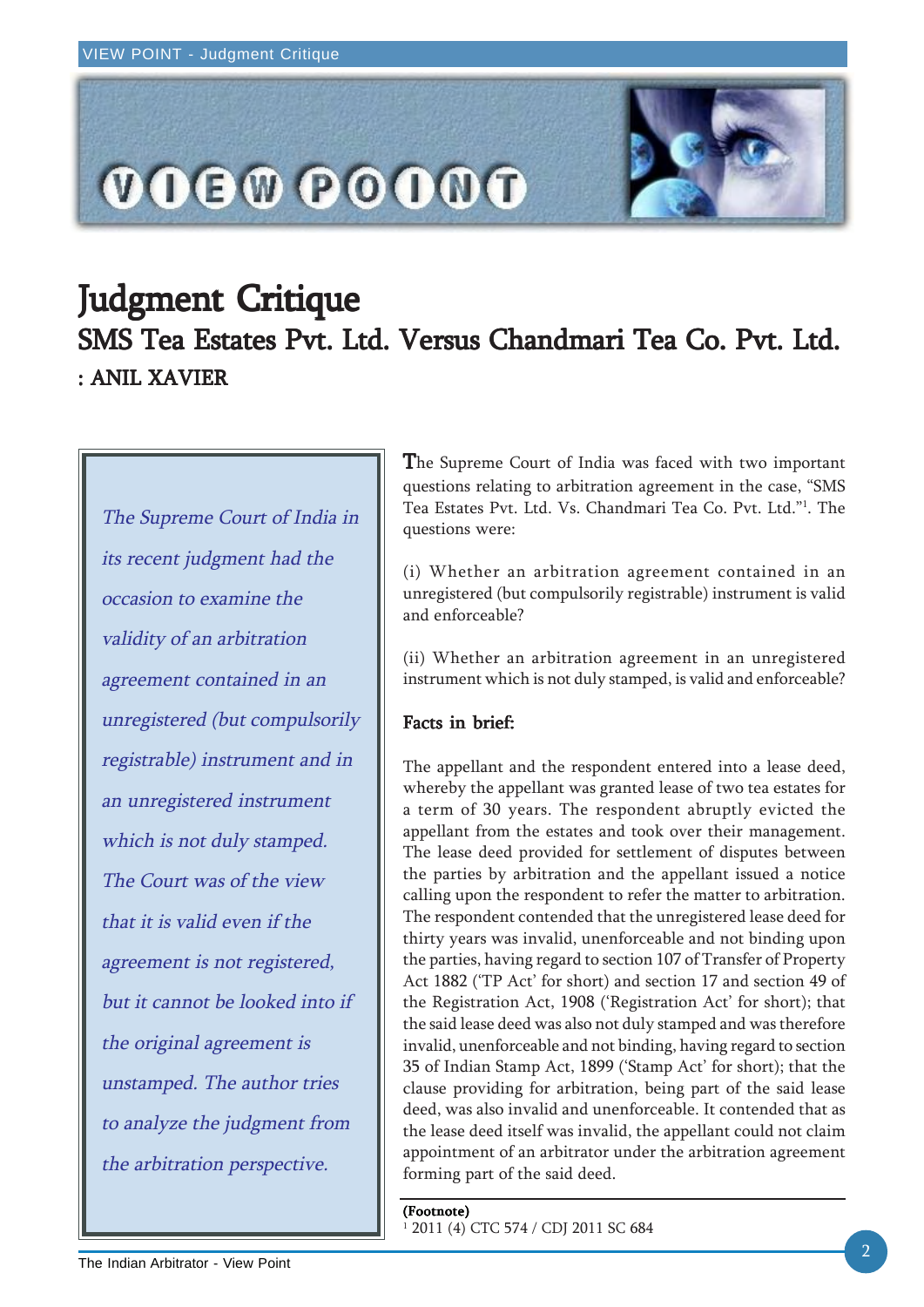# Judgment Critique

## SMS Tea Estates Pvt. Ltd. Versus Chandmari Tea Co. Pvt. Ltd.

**: ANIL XAVIER**

*The Supreme Court of India in its recent judgment had the occasion to examine the validity of an arbitration agreement contained in an unregistered (but compulsorily registrable) instrument and in an unregistered instrument which is not duly stamped. The Court was of the view that it is valid even if the agreement is not registered, but it cannot be looked into if the original agreement is unstamped. The author tries to analyze the judgment from the arbitration perspective.*

The Supreme Court of India was faced with two important questions relating to arbitration agreement in the case, "SMS Tea Estates Pvt. Ltd. Vs. Chandmari Tea Co. Pvt. Ltd."[1]. The questions were:

(i) Whether an arbitration agreement contained in an unregistered (but compulsorily registrable) instrument is valid and enforceable?

(ii) Whether an arbitration agreement in an unregistered instrument which is not duly stamped, is valid and enforceable?

### Facts in brief:

The appellant and the respondent entered into a lease deed, whereby the appellant was granted lease of two tea estates for a term of 30 years. The respondent abruptly evicted the appellant from the estates and took over their management. The lease deed provided for settlement of disputes between the parties by arbitration and the appellant issued a notice calling upon the respondent to refer the matter to arbitration. The respondent contended that the unregistered lease deed for thirty years was invalid, unenforceable and not binding upon the parties, having regard to section 107 of Transfer of Property Act 1882 ('TP Act' for short) and section 17 and section 49 of the Registration Act, 1908 ('Registration Act' for short); that the said lease deed was also not duly stamped and was therefore invalid, unenforceable and not binding, having regard to section 35 of Indian Stamp Act, 1899 ('Stamp Act' for short); that the clause providing for arbitration, being part of the said lease deed, was also invalid and unenforceable. It contended that as the lease deed itself was invalid, the appellant could not claim appointment of an arbitrator under the arbitration agreement forming part of the said deed.

**(Footnote)**

[1] 2011 (4) CTC 574 / CDJ 2011 SC 684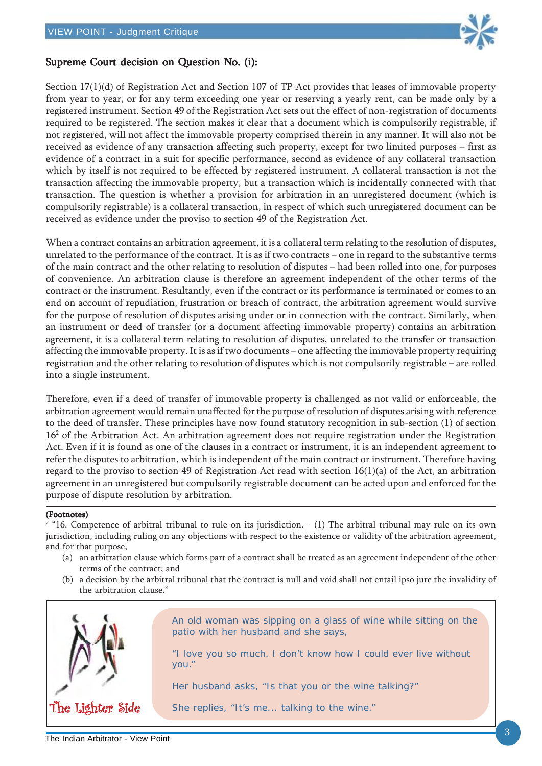## Supreme Court decision on Question No. (i):

Section 17(1)(d) of Registration Act and Section 107 of TP Act provides that leases of immovable property from year to year, or for any term exceeding one year or reserving a yearly rent, can be made only by a registered instrument. Section 49 of the Registration Act sets out the effect of non-registration of documents required to be registered. The section makes it clear that a document which is compulsorily registrable, if not registered, will not affect the immovable property comprised therein in any manner. It will also not be received as evidence of any transaction affecting such property, except for two limited purposes – first as evidence of a contract in a suit for specific performance, second as evidence of any collateral transaction which by itself is not required to be effected by registered instrument. A collateral transaction is not the transaction affecting the immovable property, but a transaction which is incidentally connected with that transaction. The question is whether a provision for arbitration in an unregistered document (which is compulsorily registrable) is a collateral transaction, in respect of which such unregistered document can be received as evidence under the proviso to section 49 of the Registration Act.

When a contract contains an arbitration agreement, it is a collateral term relating to the resolution of disputes, unrelated to the performance of the contract. It is as if two contracts – one in regard to the substantive terms of the main contract and the other relating to resolution of disputes – had been rolled into one, for purposes of convenience. An arbitration clause is therefore an agreement independent of the other terms of the contract or the instrument. Resultantly, even if the contract or its performance is terminated or comes to an end on account of repudiation, frustration or breach of contract, the arbitration agreement would survive for the purpose of resolution of disputes arising under or in connection with the contract. Similarly, when an instrument or deed of transfer (or a document affecting immovable property) contains an arbitration agreement, it is a collateral term relating to resolution of disputes, unrelated to the transfer or transaction affecting the immovable property. It is as if two documents – one affecting the immovable property requiring registration and the other relating to resolution of disputes which is not compulsorily registrable – are rolled into a single instrument.

Therefore, even if a deed of transfer of immovable property is challenged as not valid or enforceable, the arbitration agreement would remain unaffected for the purpose of resolution of disputes arising with reference to the deed of transfer. These principles have now found statutory recognition in sub-section (1) of section 16[2] of the Arbitration Act. An arbitration agreement does not require registration under the Registration Act. Even if it is found as one of the clauses in a contract or instrument, it is an independent agreement to refer the disputes to arbitration, which is independent of the main contract or instrument. Therefore having regard to the proviso to section 49 of Registration Act read with section 16(1)(a) of the Act, an arbitration agreement in an unregistered but compulsorily registrable document can be acted upon and enforced for the purpose of dispute resolution by arbitration.

---

**(Footnotes)**

[2] "16. Competence of arbitral tribunal to rule on its jurisdiction. - (1) The arbitral tribunal may rule on its own jurisdiction, including ruling on any objections with respect to the existence or validity of the arbitration agreement, and for that purpose,

(a) an arbitration clause which forms part of a contract shall be treated as an agreement independent of the other terms of the contract; and

(b) a decision by the arbitral tribunal that the contract is null and void shall not entail ipso jure the invalidity of the arbitration clause."

---

**The Lighter Side**

An old woman was sipping on a glass of wine while sitting on the patio with her husband and she says,

"I love you so much. I don't know how I could ever live without you."

Her husband asks, "Is that you or the wine talking?"

She replies, "It's me... talking to the wine."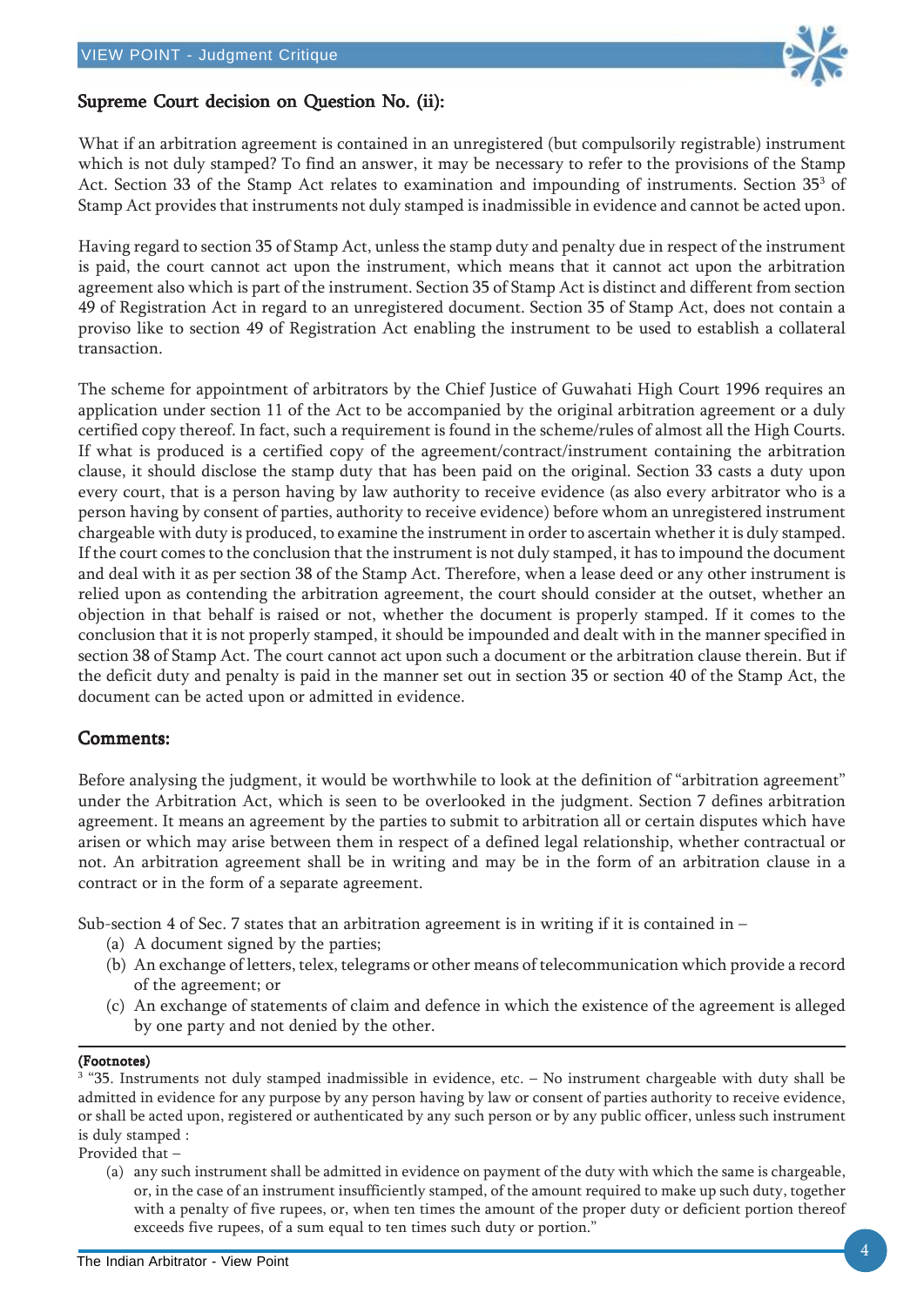## Supreme Court decision on Question No. (ii):

What if an arbitration agreement is contained in an unregistered (but compulsorily registrable) instrument which is not duly stamped? To find an answer, it may be necessary to refer to the provisions of the Stamp Act. Section 33 of the Stamp Act relates to examination and impounding of instruments. Section 35[3] of Stamp Act provides that instruments not duly stamped is inadmissible in evidence and cannot be acted upon.

Having regard to section 35 of Stamp Act, unless the stamp duty and penalty due in respect of the instrument is paid, the court cannot act upon the instrument, which means that it cannot act upon the arbitration agreement also which is part of the instrument. Section 35 of Stamp Act is distinct and different from section 49 of Registration Act in regard to an unregistered document. Section 35 of Stamp Act, does not contain a proviso like to section 49 of Registration Act enabling the instrument to be used to establish a collateral transaction.

The scheme for appointment of arbitrators by the Chief Justice of Guwahati High Court 1996 requires an application under section 11 of the Act to be accompanied by the original arbitration agreement or a duly certified copy thereof. In fact, such a requirement is found in the scheme/rules of almost all the High Courts. If what is produced is a certified copy of the agreement/contract/instrument containing the arbitration clause, it should disclose the stamp duty that has been paid on the original. Section 33 casts a duty upon every court, that is a person having by law authority to receive evidence (as also every arbitrator who is a person having by consent of parties, authority to receive evidence) before whom an unregistered instrument chargeable with duty is produced, to examine the instrument in order to ascertain whether it is duly stamped. If the court comes to the conclusion that the instrument is not duly stamped, it has to impound the document and deal with it as per section 38 of the Stamp Act. Therefore, when a lease deed or any other instrument is relied upon as contending the arbitration agreement, the court should consider at the outset, whether an objection in that behalf is raised or not, whether the document is properly stamped. If it comes to the conclusion that it is not properly stamped, it should be impounded and dealt with in the manner specified in section 38 of Stamp Act. The court cannot act upon such a document or the arbitration clause therein. But if the deficit duty and penalty is paid in the manner set out in section 35 or section 40 of the Stamp Act, the document can be acted upon or admitted in evidence.

## Comments:

Before analysing the judgment, it would be worthwhile to look at the definition of "arbitration agreement" under the Arbitration Act, which is seen to be overlooked in the judgment. Section 7 defines arbitration agreement. It means an agreement by the parties to submit to arbitration all or certain disputes which have arisen or which may arise between them in respect of a defined legal relationship, whether contractual or not. An arbitration agreement shall be in writing and may be in the form of an arbitration clause in a contract or in the form of a separate agreement.

Sub-section 4 of Sec. 7 states that an arbitration agreement is in writing if it is contained in –

(a) A document signed by the parties;
(b) An exchange of letters, telex, telegrams or other means of telecommunication which provide a record of the agreement; or
(c) An exchange of statements of claim and defence in which the existence of the agreement is alleged by one party and not denied by the other.

---

**(Footnotes)**

[3] "35. Instruments not duly stamped inadmissible in evidence, etc. – No instrument chargeable with duty shall be admitted in evidence for any purpose by any person having by law or consent of parties authority to receive evidence, or shall be acted upon, registered or authenticated by any such person or by any public officer, unless such instrument is duly stamped :

Provided that –

(a) any such instrument shall be admitted in evidence on payment of the duty with which the same is chargeable, or, in the case of an instrument insufficiently stamped, of the amount required to make up such duty, together with a penalty of five rupees, or, when ten times the amount of the proper duty or deficient portion thereof exceeds five rupees, of a sum equal to ten times such duty or portion."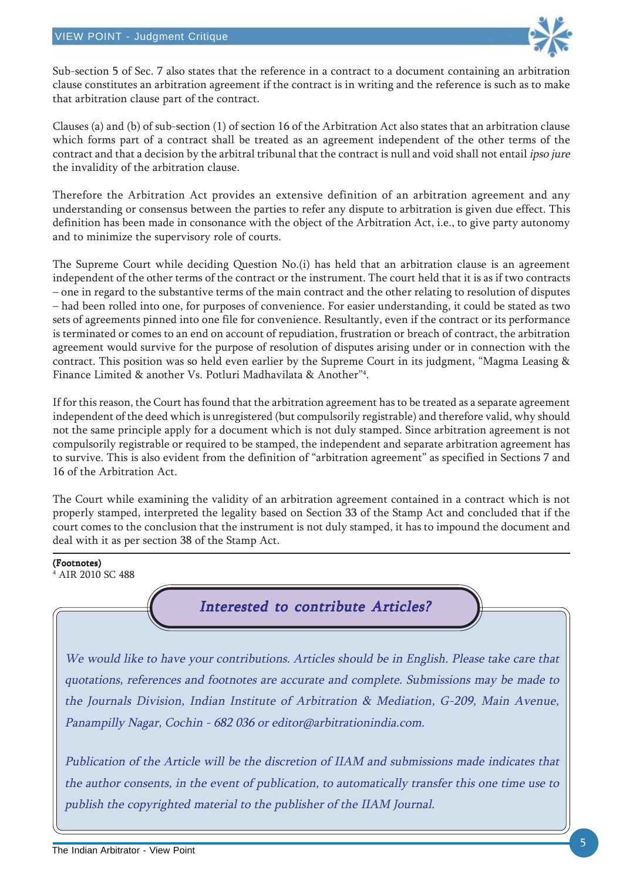Sub-section 5 of Sec. 7 also states that the reference in a contract to a document containing an arbitration clause constitutes an arbitration agreement if the contract is in writing and the reference is such as to make that arbitration clause part of the contract.

Clauses (a) and (b) of sub-section (1) of section 16 of the Arbitration Act also states that an arbitration clause which forms part of a contract shall be treated as an agreement independent of the other terms of the contract and that a decision by the arbitral tribunal that the contract is null and void shall not entail *ipso jure* the invalidity of the arbitration clause.

Therefore the Arbitration Act provides an extensive definition of an arbitration agreement and any understanding or consensus between the parties to refer any dispute to arbitration is given due effect. This definition has been made in consonance with the object of the Arbitration Act, i.e., to give party autonomy and to minimize the supervisory role of courts.

The Supreme Court while deciding Question No.(i) has held that an arbitration clause is an agreement independent of the other terms of the contract or the instrument. The court held that it is as if two contracts – one in regard to the substantive terms of the main contract and the other relating to resolution of disputes – had been rolled into one, for purposes of convenience. For easier understanding, it could be stated as two sets of agreements pinned into one file for convenience. Resultantly, even if the contract or its performance is terminated or comes to an end on account of repudiation, frustration or breach of contract, the arbitration agreement would survive for the purpose of resolution of disputes arising under or in connection with the contract. This position was so held even earlier by the Supreme Court in its judgment, "Magma Leasing & Finance Limited & another Vs. Potluri Madhavilata & Another"[4].

If for this reason, the Court has found that the arbitration agreement has to be treated as a separate agreement independent of the deed which is unregistered (but compulsorily registrable) and therefore valid, why should not the same principle apply for a document which is not duly stamped. Since arbitration agreement is not compulsorily registrable or required to be stamped, the independent and separate arbitration agreement has to survive. This is also evident from the definition of "arbitration agreement" as specified in Sections 7 and 16 of the Arbitration Act.

The Court while examining the validity of an arbitration agreement contained in a contract which is not properly stamped, interpreted the legality based on Section 33 of the Stamp Act and concluded that if the court comes to the conclusion that the instrument is not duly stamped, it has to impound the document and deal with it as per section 38 of the Stamp Act.

**(Footnotes)**
[4] AIR 2010 SC 488

## *Interested to contribute Articles?*

*We would like to have your contributions. Articles should be in English. Please take care that quotations, references and footnotes are accurate and complete. Submissions may be made to the Journals Division, Indian Institute of Arbitration & Mediation, G-209, Main Avenue, Panampilly Nagar, Cochin - 682 036 or editor@arbitrationindia.com.*

*Publication of the Article will be the discretion of IIAM and submissions made indicates that the author consents, in the event of publication, to automatically transfer this one time use to publish the copyrighted material to the publisher of the IIAM Journal.*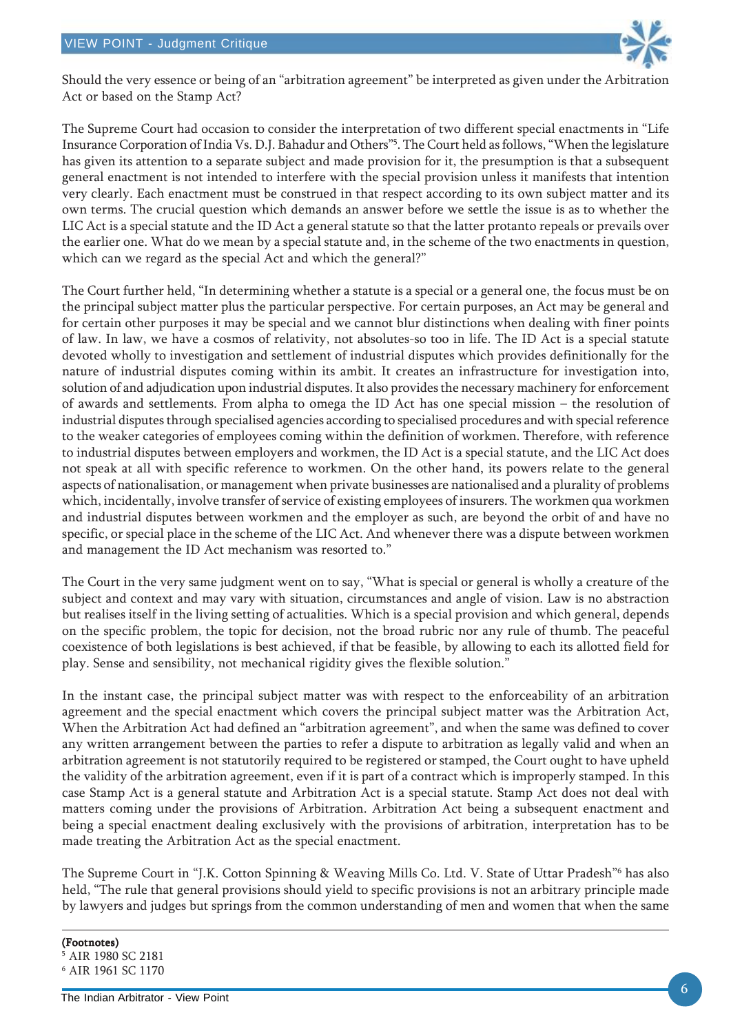Should the very essence or being of an "arbitration agreement" be interpreted as given under the Arbitration Act or based on the Stamp Act?

The Supreme Court had occasion to consider the interpretation of two different special enactments in "Life Insurance Corporation of India Vs. D.J. Bahadur and Others"[5]. The Court held as follows, "When the legislature has given its attention to a separate subject and made provision for it, the presumption is that a subsequent general enactment is not intended to interfere with the special provision unless it manifests that intention very clearly. Each enactment must be construed in that respect according to its own subject matter and its own terms. The crucial question which demands an answer before we settle the issue is as to whether the LIC Act is a special statute and the ID Act a general statute so that the latter protanto repeals or prevails over the earlier one. What do we mean by a special statute and, in the scheme of the two enactments in question, which can we regard as the special Act and which the general?"

The Court further held, "In determining whether a statute is a special or a general one, the focus must be on the principal subject matter plus the particular perspective. For certain purposes, an Act may be general and for certain other purposes it may be special and we cannot blur distinctions when dealing with finer points of law. In law, we have a cosmos of relativity, not absolutes-so too in life. The ID Act is a special statute devoted wholly to investigation and settlement of industrial disputes which provides definitionally for the nature of industrial disputes coming within its ambit. It creates an infrastructure for investigation into, solution of and adjudication upon industrial disputes. It also provides the necessary machinery for enforcement of awards and settlements. From alpha to omega the ID Act has one special mission – the resolution of industrial disputes through specialised agencies according to specialised procedures and with special reference to the weaker categories of employees coming within the definition of workmen. Therefore, with reference to industrial disputes between employers and workmen, the ID Act is a special statute, and the LIC Act does not speak at all with specific reference to workmen. On the other hand, its powers relate to the general aspects of nationalisation, or management when private businesses are nationalised and a plurality of problems which, incidentally, involve transfer of service of existing employees of insurers. The workmen qua workmen and industrial disputes between workmen and the employer as such, are beyond the orbit of and have no specific, or special place in the scheme of the LIC Act. And whenever there was a dispute between workmen and management the ID Act mechanism was resorted to."

The Court in the very same judgment went on to say, "What is special or general is wholly a creature of the subject and context and may vary with situation, circumstances and angle of vision. Law is no abstraction but realises itself in the living setting of actualities. Which is a special provision and which general, depends on the specific problem, the topic for decision, not the broad rubric nor any rule of thumb. The peaceful coexistence of both legislations is best achieved, if that be feasible, by allowing to each its allotted field for play. Sense and sensibility, not mechanical rigidity gives the flexible solution."

In the instant case, the principal subject matter was with respect to the enforceability of an arbitration agreement and the special enactment which covers the principal subject matter was the Arbitration Act, When the Arbitration Act had defined an "arbitration agreement", and when the same was defined to cover any written arrangement between the parties to refer a dispute to arbitration as legally valid and when an arbitration agreement is not statutorily required to be registered or stamped, the Court ought to have upheld the validity of the arbitration agreement, even if it is part of a contract which is improperly stamped. In this case Stamp Act is a general statute and Arbitration Act is a special statute. Stamp Act does not deal with matters coming under the provisions of Arbitration. Arbitration Act being a subsequent enactment and being a special enactment dealing exclusively with the provisions of arbitration, interpretation has to be made treating the Arbitration Act as the special enactment.

The Supreme Court in "J.K. Cotton Spinning & Weaving Mills Co. Ltd. V. State of Uttar Pradesh"[6] has also held, "The rule that general provisions should yield to specific provisions is not an arbitrary principle made by lawyers and judges but springs from the common understanding of men and women that when the same

**(Footnotes)**

[5] AIR 1980 SC 2181

[6] AIR 1961 SC 1170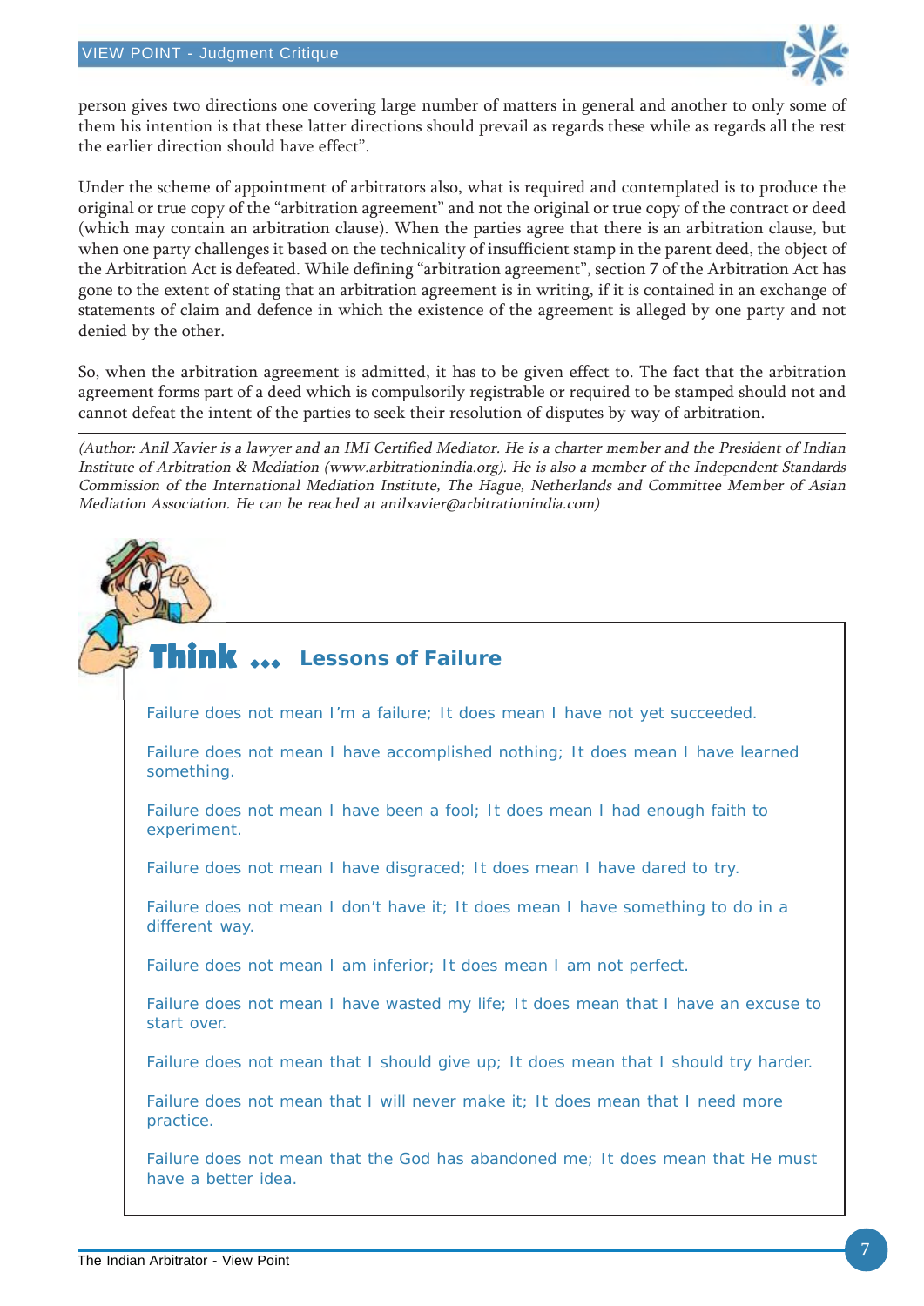person gives two directions one covering large number of matters in general and another to only some of them his intention is that these latter directions should prevail as regards these while as regards all the rest the earlier direction should have effect".

Under the scheme of appointment of arbitrators also, what is required and contemplated is to produce the original or true copy of the "arbitration agreement" and not the original or true copy of the contract or deed (which may contain an arbitration clause). When the parties agree that there is an arbitration clause, but when one party challenges it based on the technicality of insufficient stamp in the parent deed, the object of the Arbitration Act is defeated. While defining "arbitration agreement", section 7 of the Arbitration Act has gone to the extent of stating that an arbitration agreement is in writing, if it is contained in an exchange of statements of claim and defence in which the existence of the agreement is alleged by one party and not denied by the other.

So, when the arbitration agreement is admitted, it has to be given effect to. The fact that the arbitration agreement forms part of a deed which is compulsorily registrable or required to be stamped should not and cannot defeat the intent of the parties to seek their resolution of disputes by way of arbitration.

---

*(Author: Anil Xavier is a lawyer and an IMI Certified Mediator. He is a charter member and the President of Indian Institute of Arbitration & Mediation (www.arbitrationindia.org). He is also a member of the Independent Standards Commission of the International Mediation Institute, The Hague, Netherlands and Committee Member of Asian Mediation Association. He can be reached at anilxavier@arbitrationindia.com)*

## Think ... Lessons of Failure

Failure does not mean I'm a failure; It does mean I have not yet succeeded.

Failure does not mean I have accomplished nothing; It does mean I have learned something.

Failure does not mean I have been a fool; It does mean I had enough faith to experiment.

Failure does not mean I have disgraced; It does mean I have dared to try.

Failure does not mean I don't have it; It does mean I have something to do in a different way.

Failure does not mean I am inferior; It does mean I am not perfect.

Failure does not mean I have wasted my life; It does mean that I have an excuse to start over.

Failure does not mean that I should give up; It does mean that I should try harder.

Failure does not mean that I will never make it; It does mean that I need more practice.

Failure does not mean that the God has abandoned me; It does mean that He must have a better idea.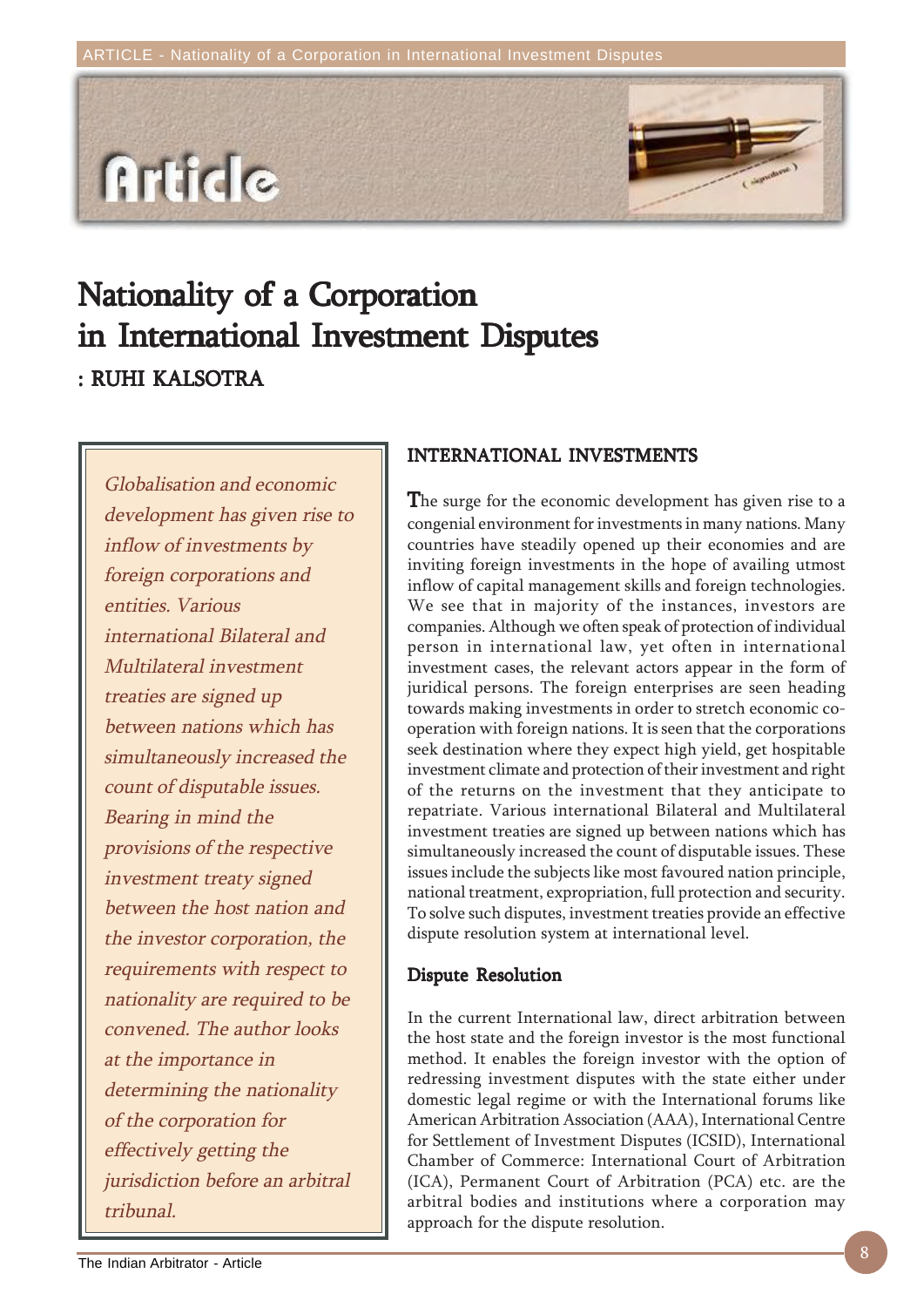# Nationality of a Corporation in International Investment Disputes

**: RUHI KALSOTRA**

*Globalisation and economic development has given rise to inflow of investments by foreign corporations and entities. Various international Bilateral and Multilateral investment treaties are signed up between nations which has simultaneously increased the count of disputable issues. Bearing in mind the provisions of the respective investment treaty signed between the host nation and the investor corporation, the requirements with respect to nationality are required to be convened. The author looks at the importance in determining the nationality of the corporation for effectively getting the jurisdiction before an arbitral tribunal.*

## INTERNATIONAL INVESTMENTS

The surge for the economic development has given rise to a congenial environment for investments in many nations. Many countries have steadily opened up their economies and are inviting foreign investments in the hope of availing utmost inflow of capital management skills and foreign technologies. We see that in majority of the instances, investors are companies. Although we often speak of protection of individual person in international law, yet often in international investment cases, the relevant actors appear in the form of juridical persons. The foreign enterprises are seen heading towards making investments in order to stretch economic co-operation with foreign nations. It is seen that the corporations seek destination where they expect high yield, get hospitable investment climate and protection of their investment and right of the returns on the investment that they anticipate to repatriate. Various international Bilateral and Multilateral investment treaties are signed up between nations which has simultaneously increased the count of disputable issues. These issues include the subjects like most favoured nation principle, national treatment, expropriation, full protection and security. To solve such disputes, investment treaties provide an effective dispute resolution system at international level.

### Dispute Resolution

In the current International law, direct arbitration between the host state and the foreign investor is the most functional method. It enables the foreign investor with the option of redressing investment disputes with the state either under domestic legal regime or with the International forums like American Arbitration Association (AAA), International Centre for Settlement of Investment Disputes (ICSID), International Chamber of Commerce: International Court of Arbitration (ICA), Permanent Court of Arbitration (PCA) etc. are the arbitral bodies and institutions where a corporation may approach for the dispute resolution.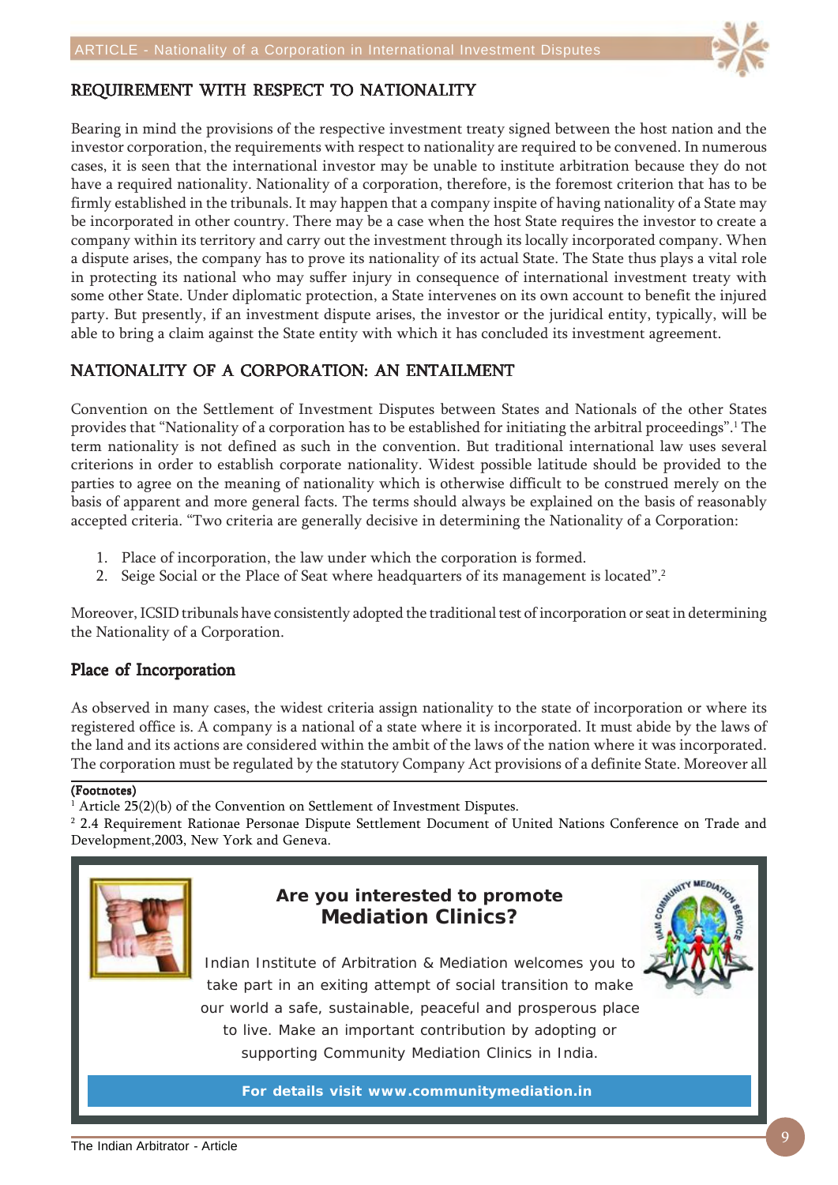## REQUIREMENT WITH RESPECT TO NATIONALITY

Bearing in mind the provisions of the respective investment treaty signed between the host nation and the investor corporation, the requirements with respect to nationality are required to be convened. In numerous cases, it is seen that the international investor may be unable to institute arbitration because they do not have a required nationality. Nationality of a corporation, therefore, is the foremost criterion that has to be firmly established in the tribunals. It may happen that a company inspite of having nationality of a State may be incorporated in other country. There may be a case when the host State requires the investor to create a company within its territory and carry out the investment through its locally incorporated company. When a dispute arises, the company has to prove its nationality of its actual State. The State thus plays a vital role in protecting its national who may suffer injury in consequence of international investment treaty with some other State. Under diplomatic protection, a State intervenes on its own account to benefit the injured party. But presently, if an investment dispute arises, the investor or the juridical entity, typically, will be able to bring a claim against the State entity with which it has concluded its investment agreement.

## NATIONALITY OF A CORPORATION: AN ENTAILMENT

Convention on the Settlement of Investment Disputes between States and Nationals of the other States provides that "Nationality of a corporation has to be established for initiating the arbitral proceedings".[1] The term nationality is not defined as such in the convention. But traditional international law uses several criterions in order to establish corporate nationality. Widest possible latitude should be provided to the parties to agree on the meaning of nationality which is otherwise difficult to be construed merely on the basis of apparent and more general facts. The terms should always be explained on the basis of reasonably accepted criteria. "Two criteria are generally decisive in determining the Nationality of a Corporation:

1. Place of incorporation, the law under which the corporation is formed.
2. Seige Social or the Place of Seat where headquarters of its management is located".[2]

Moreover, ICSID tribunals have consistently adopted the traditional test of incorporation or seat in determining the Nationality of a Corporation.

### Place of Incorporation

As observed in many cases, the widest criteria assign nationality to the state of incorporation or where its registered office is. A company is a national of a state where it is incorporated. It must abide by the laws of the land and its actions are considered within the ambit of the laws of the nation where it was incorporated. The corporation must be regulated by the statutory Company Act provisions of a definite State. Moreover all

**(Footnotes)**

[1] Article 25(2)(b) of the Convention on Settlement of Investment Disputes.

[2] 2.4 Requirement Rationae Personae Dispute Settlement Document of United Nations Conference on Trade and Development,2003, New York and Geneva.

**Are you interested to promote Mediation Clinics?**

Indian Institute of Arbitration & Mediation welcomes you to take part in an exiting attempt of social transition to make our world a safe, sustainable, peaceful and prosperous place to live. Make an important contribution by adopting or supporting Community Mediation Clinics in India.

**For details visit www.communitymediation.in**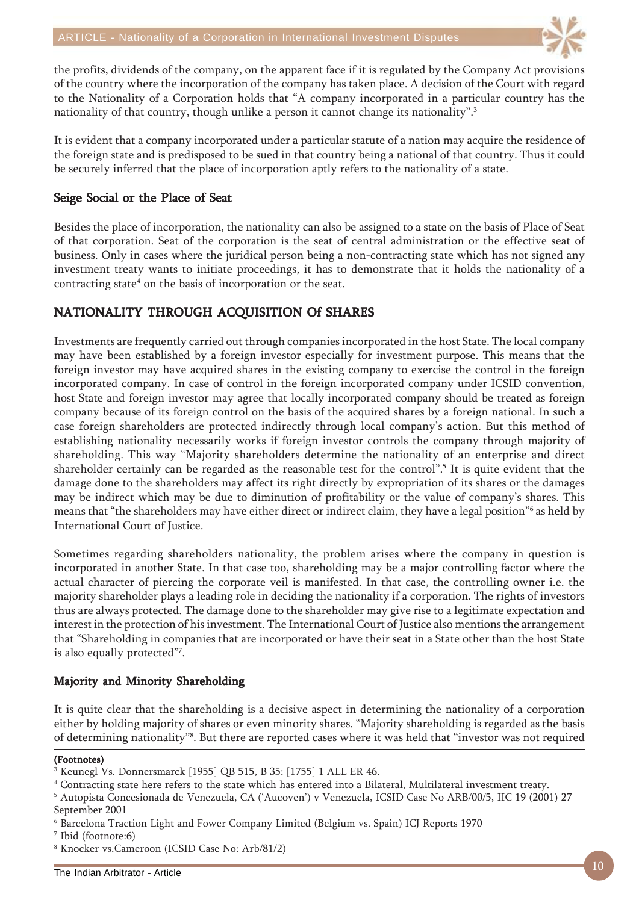the profits, dividends of the company, on the apparent face if it is regulated by the Company Act provisions of the country where the incorporation of the company has taken place. A decision of the Court with regard to the Nationality of a Corporation holds that "A company incorporated in a particular country has the nationality of that country, though unlike a person it cannot change its nationality".[3]

It is evident that a company incorporated under a particular statute of a nation may acquire the residence of the foreign state and is predisposed to be sued in that country being a national of that country. Thus it could be securely inferred that the place of incorporation aptly refers to the nationality of a state.

### Seige Social or the Place of Seat

Besides the place of incorporation, the nationality can also be assigned to a state on the basis of Place of Seat of that corporation. Seat of the corporation is the seat of central administration or the effective seat of business. Only in cases where the juridical person being a non-contracting state which has not signed any investment treaty wants to initiate proceedings, it has to demonstrate that it holds the nationality of a contracting state[4] on the basis of incorporation or the seat.

## NATIONALITY THROUGH ACQUISITION Of SHARES

Investments are frequently carried out through companies incorporated in the host State. The local company may have been established by a foreign investor especially for investment purpose. This means that the foreign investor may have acquired shares in the existing company to exercise the control in the foreign incorporated company. In case of control in the foreign incorporated company under ICSID convention, host State and foreign investor may agree that locally incorporated company should be treated as foreign company because of its foreign control on the basis of the acquired shares by a foreign national. In such a case foreign shareholders are protected indirectly through local company's action. But this method of establishing nationality necessarily works if foreign investor controls the company through majority of shareholding. This way "Majority shareholders determine the nationality of an enterprise and direct shareholder certainly can be regarded as the reasonable test for the control".[5] It is quite evident that the damage done to the shareholders may affect its right directly by expropriation of its shares or the damages may be indirect which may be due to diminution of profitability or the value of company's shares. This means that "the shareholders may have either direct or indirect claim, they have a legal position"[6] as held by International Court of Justice.

Sometimes regarding shareholders nationality, the problem arises where the company in question is incorporated in another State. In that case too, shareholding may be a major controlling factor where the actual character of piercing the corporate veil is manifested. In that case, the controlling owner i.e. the majority shareholder plays a leading role in deciding the nationality if a corporation. The rights of investors thus are always protected. The damage done to the shareholder may give rise to a legitimate expectation and interest in the protection of his investment. The International Court of Justice also mentions the arrangement that "Shareholding in companies that are incorporated or have their seat in a State other than the host State is also equally protected"[7].

### Majority and Minority Shareholding

It is quite clear that the shareholding is a decisive aspect in determining the nationality of a corporation either by holding majority of shares or even minority shares. "Majority shareholding is regarded as the basis of determining nationality"[8]. But there are reported cases where it was held that "investor was not required

**(Footnotes)**

[3] Keunegl Vs. Donnersmarck [1955] QB 515, B 35: [1755] 1 ALL ER 46.

[4] Contracting state here refers to the state which has entered into a Bilateral, Multilateral investment treaty.

[5] Autopista Concesionada de Venezuela, CA ('Aucoven') v Venezuela, ICSID Case No ARB/00/5, IIC 19 (2001) 27 September 2001

[6] Barcelona Traction Light and Fower Company Limited (Belgium vs. Spain) ICJ Reports 1970

[7] Ibid (footnote:6)

[8] Knocker vs.Cameroon (ICSID Case No: Arb/81/2)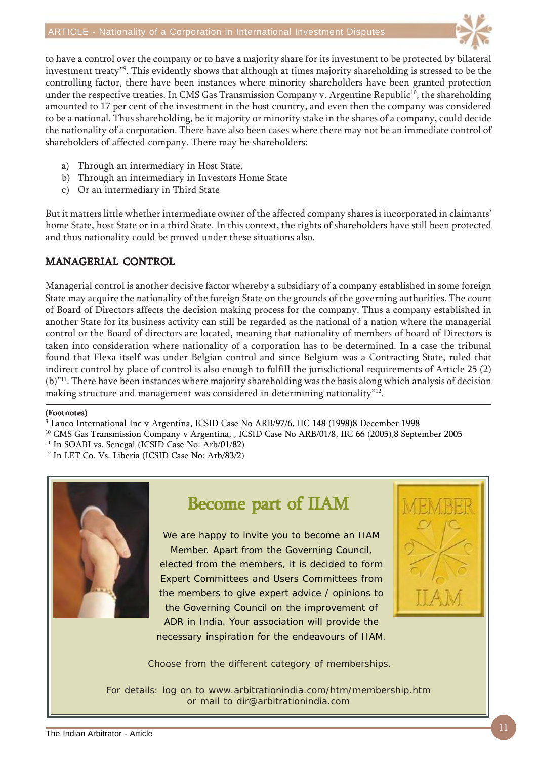to have a control over the company or to have a majority share for its investment to be protected by bilateral investment treaty"[9]. This evidently shows that although at times majority shareholding is stressed to be the controlling factor, there have been instances where minority shareholders have been granted protection under the respective treaties. In CMS Gas Transmission Company v. Argentine Republic[10], the shareholding amounted to 17 per cent of the investment in the host country, and even then the company was considered to be a national. Thus shareholding, be it majority or minority stake in the shares of a company, could decide the nationality of a corporation. There have also been cases where there may not be an immediate control of shareholders of affected company. There may be shareholders:

a) Through an intermediary in Host State.
b) Through an intermediary in Investors Home State
c) Or an intermediary in Third State

But it matters little whether intermediate owner of the affected company shares is incorporated in claimants' home State, host State or in a third State. In this context, the rights of shareholders have still been protected and thus nationality could be proved under these situations also.

## MANAGERIAL CONTROL

Managerial control is another decisive factor whereby a subsidiary of a company established in some foreign State may acquire the nationality of the foreign State on the grounds of the governing authorities. The count of Board of Directors affects the decision making process for the company. Thus a company established in another State for its business activity can still be regarded as the national of a nation where the managerial control or the Board of directors are located, meaning that nationality of members of board of Directors is taken into consideration where nationality of a corporation has to be determined. In a case the tribunal found that Flexa itself was under Belgian control and since Belgium was a Contracting State, ruled that indirect control by place of control is also enough to fulfill the jurisdictional requirements of Article 25 (2) (b)"[11]. There have been instances where majority shareholding was the basis along which analysis of decision making structure and management was considered in determining nationality"[12].

**(Footnotes)**

[9] Lanco International Inc v Argentina, ICSID Case No ARB/97/6, IIC 148 (1998)8 December 1998

[10] CMS Gas Transmission Company v Argentina, , ICSID Case No ARB/01/8, IIC 66 (2005),8 September 2005

[11] In SOABI vs. Senegal (ICSID Case No: Arb/01/82)

[12] In LET Co. Vs. Liberia (ICSID Case No: Arb/83/2)

## Become part of IIAM

We are happy to invite you to become an IIAM Member. Apart from the Governing Council, elected from the members, it is decided to form Expert Committees and Users Committees from the members to give expert advice / opinions to the Governing Council on the improvement of ADR in India. Your association will provide the necessary inspiration for the endeavours of IIAM.

Choose from the different category of memberships.

For details: log on to www.arbitrationindia.com/htm/membership.htm or mail to dir@arbitrationindia.com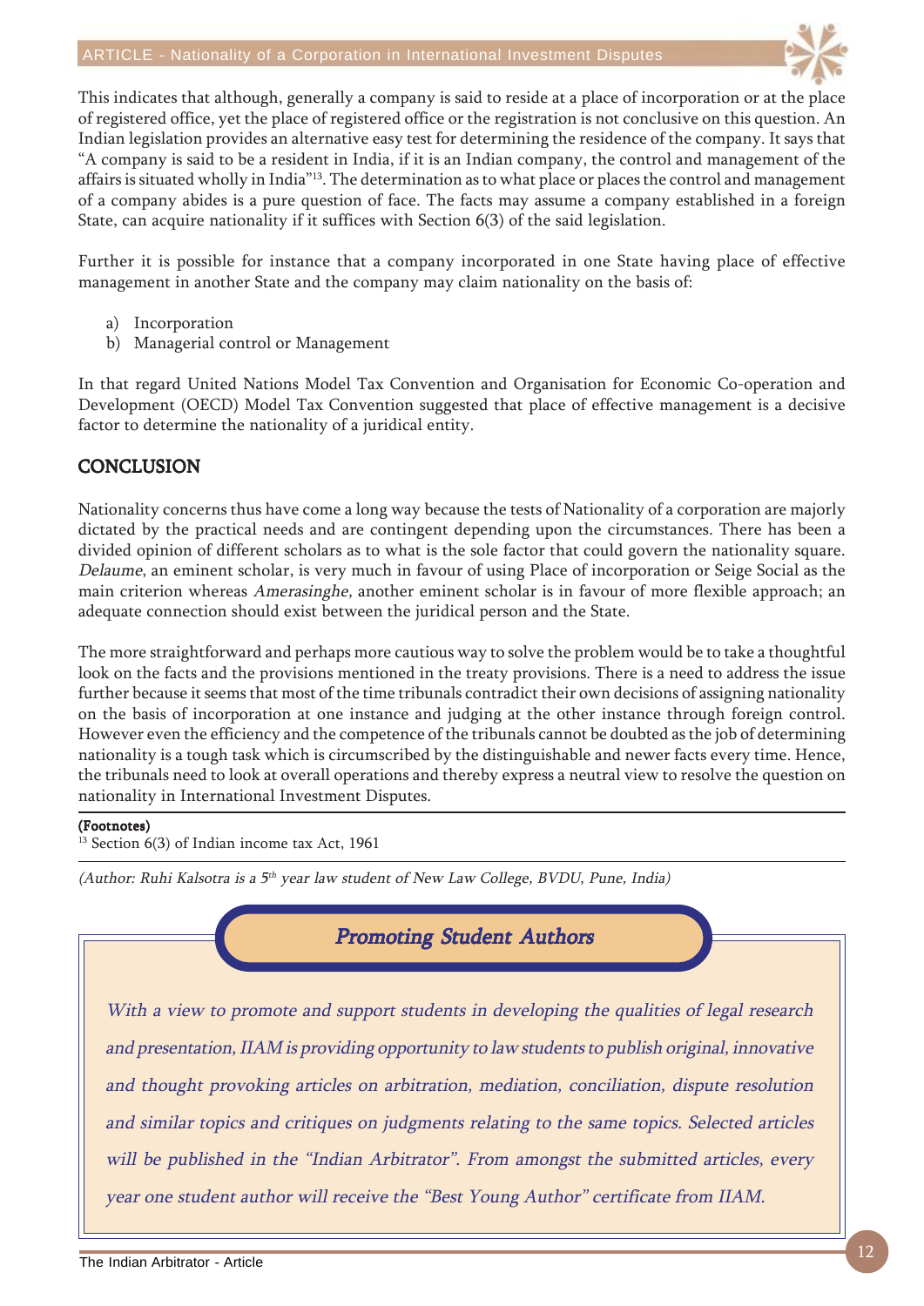This indicates that although, generally a company is said to reside at a place of incorporation or at the place of registered office, yet the place of registered office or the registration is not conclusive on this question. An Indian legislation provides an alternative easy test for determining the residence of the company. It says that "A company is said to be a resident in India, if it is an Indian company, the control and management of the affairs is situated wholly in India"[13]. The determination as to what place or places the control and management of a company abides is a pure question of face. The facts may assume a company established in a foreign State, can acquire nationality if it suffices with Section 6(3) of the said legislation.

Further it is possible for instance that a company incorporated in one State having place of effective management in another State and the company may claim nationality on the basis of:

a) Incorporation
b) Managerial control or Management

In that regard United Nations Model Tax Convention and Organisation for Economic Co-operation and Development (OECD) Model Tax Convention suggested that place of effective management is a decisive factor to determine the nationality of a juridical entity.

## CONCLUSION

Nationality concerns thus have come a long way because the tests of Nationality of a corporation are majorly dictated by the practical needs and are contingent depending upon the circumstances. There has been a divided opinion of different scholars as to what is the sole factor that could govern the nationality square. *Delaume*, an eminent scholar, is very much in favour of using Place of incorporation or Seige Social as the main criterion whereas *Amerasinghe*, another eminent scholar is in favour of more flexible approach; an adequate connection should exist between the juridical person and the State.

The more straightforward and perhaps more cautious way to solve the problem would be to take a thoughtful look on the facts and the provisions mentioned in the treaty provisions. There is a need to address the issue further because it seems that most of the time tribunals contradict their own decisions of assigning nationality on the basis of incorporation at one instance and judging at the other instance through foreign control. However even the efficiency and the competence of the tribunals cannot be doubted as the job of determining nationality is a tough task which is circumscribed by the distinguishable and newer facts every time. Hence, the tribunals need to look at overall operations and thereby express a neutral view to resolve the question on nationality in International Investment Disputes.

**(Footnotes)**

[13] Section 6(3) of Indian income tax Act, 1961

*(Author: Ruhi Kalsotra is a 5th year law student of New Law College, BVDU, Pune, India)*

### *Promoting Student Authors*

*With a view to promote and support students in developing the qualities of legal research and presentation, IIAM is providing opportunity to law students to publish original, innovative and thought provoking articles on arbitration, mediation, conciliation, dispute resolution and similar topics and critiques on judgments relating to the same topics. Selected articles will be published in the "Indian Arbitrator". From amongst the submitted articles, every year one student author will receive the "Best Young Author" certificate from IIAM.*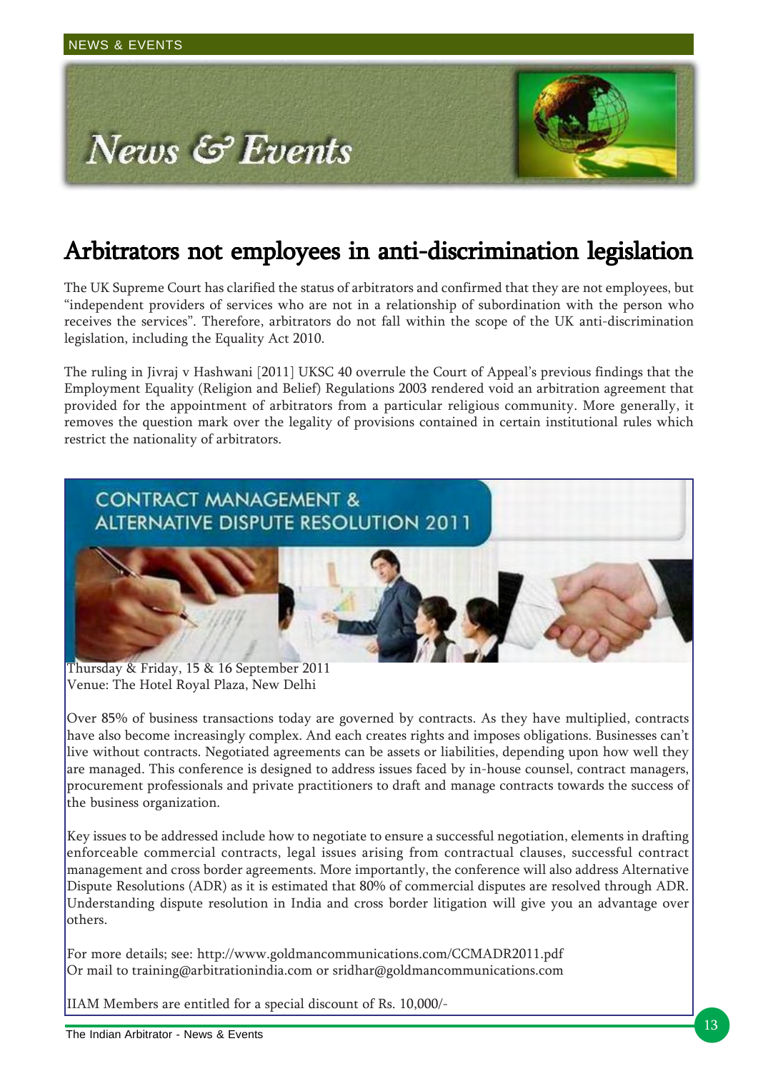# News & Events

## Arbitrators not employees in anti-discrimination legislation

The UK Supreme Court has clarified the status of arbitrators and confirmed that they are not employees, but "independent providers of services who are not in a relationship of subordination with the person who receives the services". Therefore, arbitrators do not fall within the scope of the UK anti-discrimination legislation, including the Equality Act 2010.

The ruling in Jivraj v Hashwani [2011] UKSC 40 overrule the Court of Appeal's previous findings that the Employment Equality (Religion and Belief) Regulations 2003 rendered void an arbitration agreement that provided for the appointment of arbitrators from a particular religious community. More generally, it removes the question mark over the legality of provisions contained in certain institutional rules which restrict the nationality of arbitrators.

## CONTRACT MANAGEMENT & ALTERNATIVE DISPUTE RESOLUTION 2011

Thursday & Friday, 15 & 16 September 2011
Venue: The Hotel Royal Plaza, New Delhi

Over 85% of business transactions today are governed by contracts. As they have multiplied, contracts have also become increasingly complex. And each creates rights and imposes obligations. Businesses can't live without contracts. Negotiated agreements can be assets or liabilities, depending upon how well they are managed. This conference is designed to address issues faced by in-house counsel, contract managers, procurement professionals and private practitioners to draft and manage contracts towards the success of the business organization.

Key issues to be addressed include how to negotiate to ensure a successful negotiation, elements in drafting enforceable commercial contracts, legal issues arising from contractual clauses, successful contract management and cross border agreements. More importantly, the conference will also address Alternative Dispute Resolutions (ADR) as it is estimated that 80% of commercial disputes are resolved through ADR. Understanding dispute resolution in India and cross border litigation will give you an advantage over others.

For more details; see: http://www.goldmancommunications.com/CCMADR2011.pdf
Or mail to training@arbitrationindia.com or sridhar@goldmancommunications.com

IIAM Members are entitled for a special discount of Rs. 10,000/-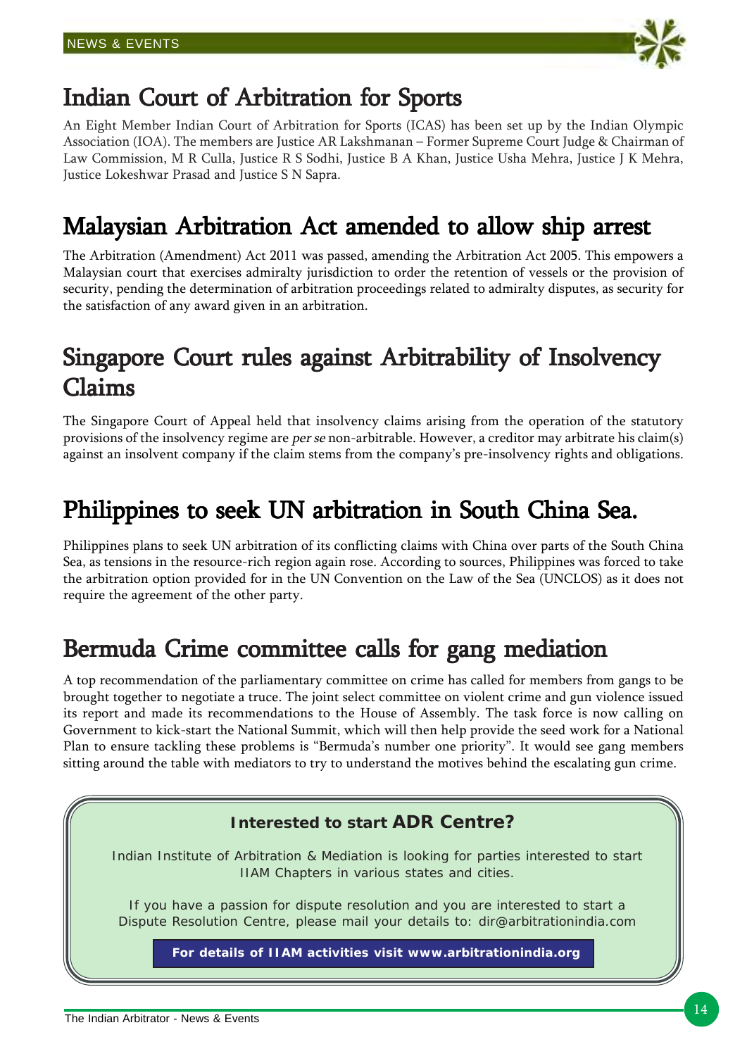## Indian Court of Arbitration for Sports

An Eight Member Indian Court of Arbitration for Sports (ICAS) has been set up by the Indian Olympic Association (IOA). The members are Justice AR Lakshmanan – Former Supreme Court Judge & Chairman of Law Commission, M R Culla, Justice R S Sodhi, Justice B A Khan, Justice Usha Mehra, Justice J K Mehra, Justice Lokeshwar Prasad and Justice S N Sapra.

## Malaysian Arbitration Act amended to allow ship arrest

The Arbitration (Amendment) Act 2011 was passed, amending the Arbitration Act 2005. This empowers a Malaysian court that exercises admiralty jurisdiction to order the retention of vessels or the provision of security, pending the determination of arbitration proceedings related to admiralty disputes, as security for the satisfaction of any award given in an arbitration.

## Singapore Court rules against Arbitrability of Insolvency Claims

The Singapore Court of Appeal held that insolvency claims arising from the operation of the statutory provisions of the insolvency regime are *per se* non-arbitrable. However, a creditor may arbitrate his claim(s) against an insolvent company if the claim stems from the company's pre-insolvency rights and obligations.

## Philippines to seek UN arbitration in South China Sea.

Philippines plans to seek UN arbitration of its conflicting claims with China over parts of the South China Sea, as tensions in the resource-rich region again rose. According to sources, Philippines was forced to take the arbitration option provided for in the UN Convention on the Law of the Sea (UNCLOS) as it does not require the agreement of the other party.

## Bermuda Crime committee calls for gang mediation

A top recommendation of the parliamentary committee on crime has called for members from gangs to be brought together to negotiate a truce. The joint select committee on violent crime and gun violence issued its report and made its recommendations to the House of Assembly. The task force is now calling on Government to kick-start the National Summit, which will then help provide the seed work for a National Plan to ensure tackling these problems is "Bermuda's number one priority". It would see gang members sitting around the table with mediators to try to understand the motives behind the escalating gun crime.

**Interested to start ADR Centre?**

Indian Institute of Arbitration & Mediation is looking for parties interested to start IIAM Chapters in various states and cities.

If you have a passion for dispute resolution and you are interested to start a Dispute Resolution Centre, please mail your details to: dir@arbitrationindia.com

**For details of IIAM activities visit www.arbitrationindia.org**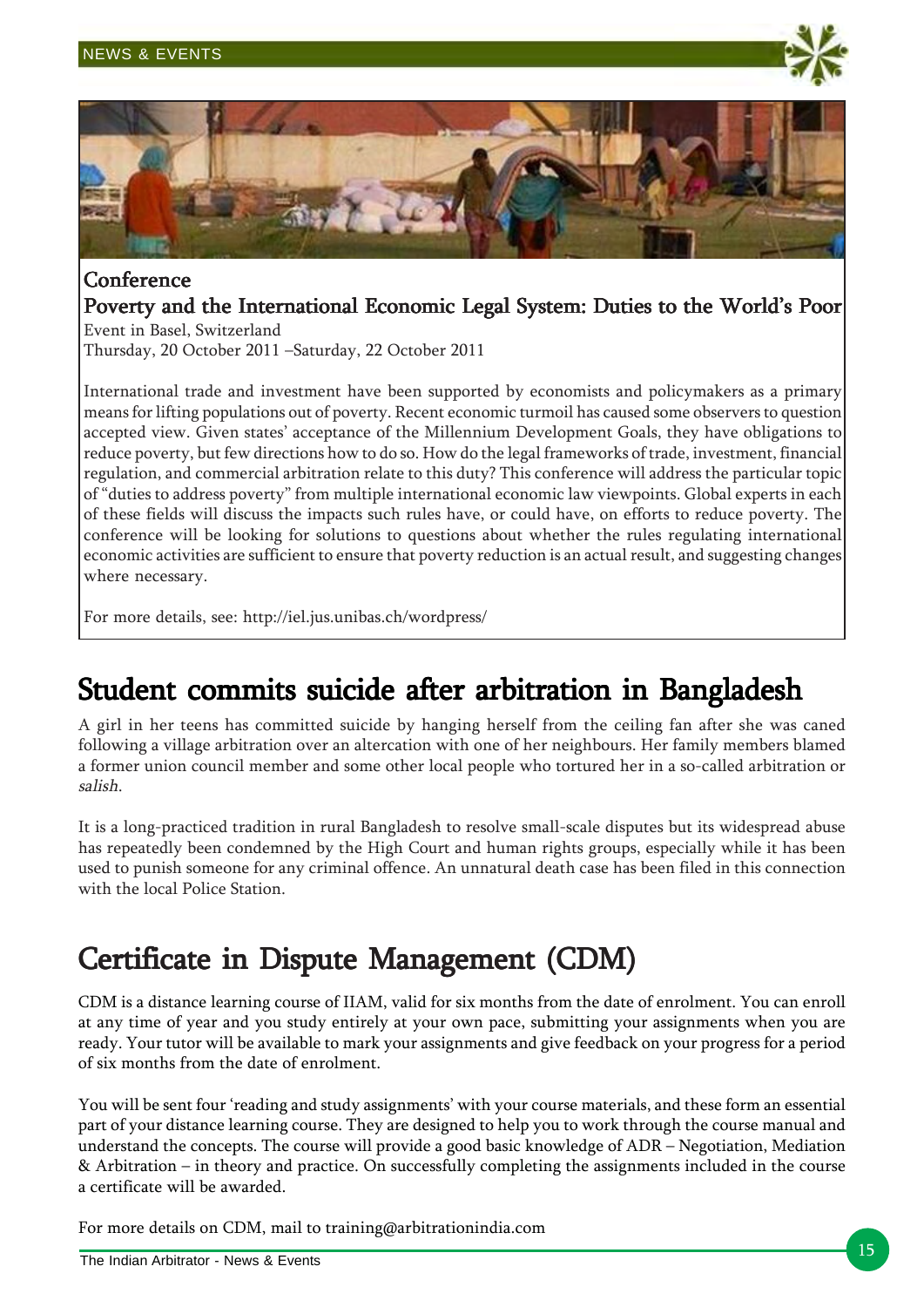**Conference**

**Poverty and the International Economic Legal System: Duties to the World's Poor**

Event in Basel, Switzerland

Thursday, 20 October 2011 –Saturday, 22 October 2011

International trade and investment have been supported by economists and policymakers as a primary means for lifting populations out of poverty. Recent economic turmoil has caused some observers to question accepted view. Given states' acceptance of the Millennium Development Goals, they have obligations to reduce poverty, but few directions how to do so. How do the legal frameworks of trade, investment, financial regulation, and commercial arbitration relate to this duty? This conference will address the particular topic of "duties to address poverty" from multiple international economic law viewpoints. Global experts in each of these fields will discuss the impacts such rules have, or could have, on efforts to reduce poverty. The conference will be looking for solutions to questions about whether the rules regulating international economic activities are sufficient to ensure that poverty reduction is an actual result, and suggesting changes where necessary.

For more details, see: http://iel.jus.unibas.ch/wordpress/

# Student commits suicide after arbitration in Bangladesh

A girl in her teens has committed suicide by hanging herself from the ceiling fan after she was caned following a village arbitration over an altercation with one of her neighbours. Her family members blamed a former union council member and some other local people who tortured her in a so-called arbitration or *salish*.

It is a long-practiced tradition in rural Bangladesh to resolve small-scale disputes but its widespread abuse has repeatedly been condemned by the High Court and human rights groups, especially while it has been used to punish someone for any criminal offence. An unnatural death case has been filed in this connection with the local Police Station.

# Certificate in Dispute Management (CDM)

CDM is a distance learning course of IIAM, valid for six months from the date of enrolment. You can enroll at any time of year and you study entirely at your own pace, submitting your assignments when you are ready. Your tutor will be available to mark your assignments and give feedback on your progress for a period of six months from the date of enrolment.

You will be sent four 'reading and study assignments' with your course materials, and these form an essential part of your distance learning course. They are designed to help you to work through the course manual and understand the concepts. The course will provide a good basic knowledge of ADR – Negotiation, Mediation & Arbitration – in theory and practice. On successfully completing the assignments included in the course a certificate will be awarded.

For more details on CDM, mail to training@arbitrationindia.com